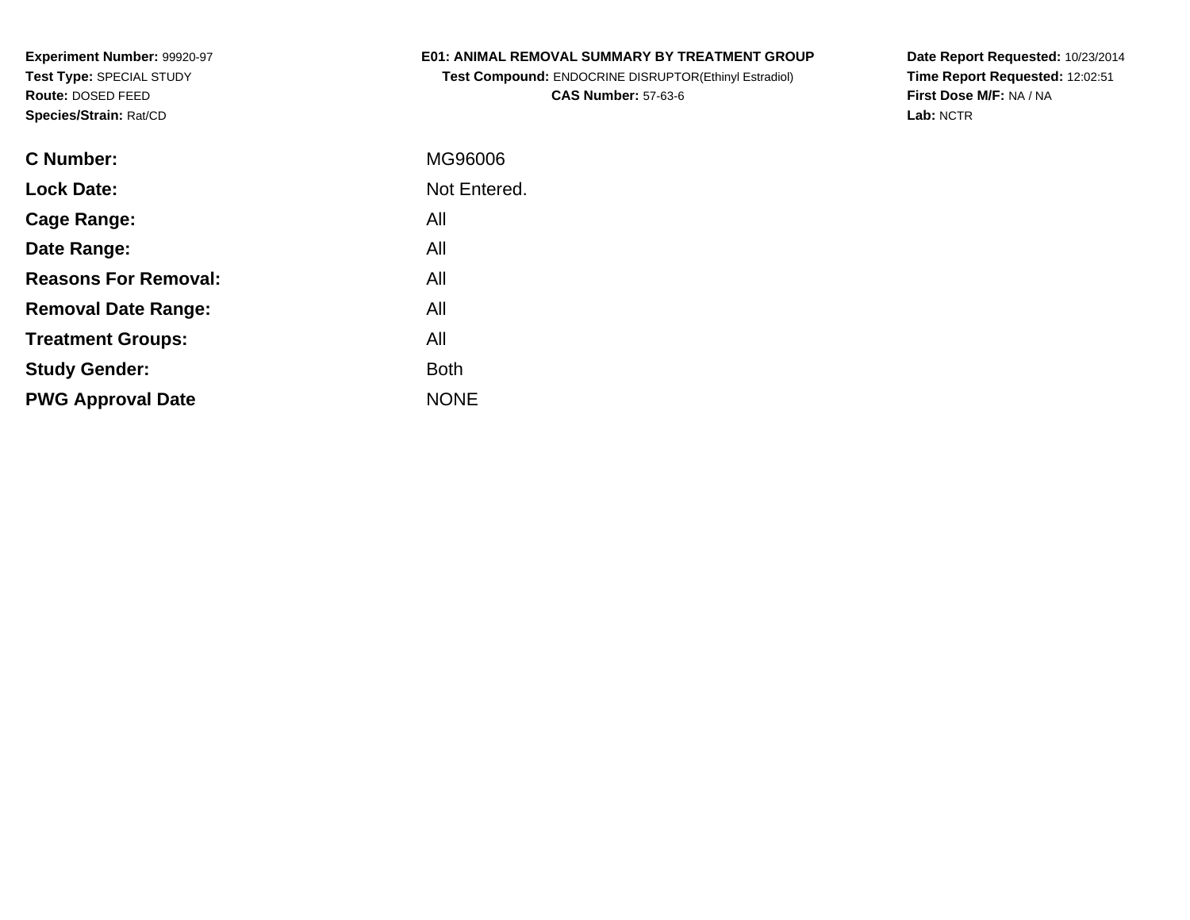**Experiment Number:** 99920-97
**Test Type:** SPECIAL STUDY
**Route:** DOSED FEED
**Species/Strain:** Rat/CD

**E01: ANIMAL REMOVAL SUMMARY BY TREATMENT GROUP**
**Test Compound:** ENDOCRINE DISRUPTOR(Ethinyl Estradiol)
**CAS Number:** 57-63-6

**Date Report Requested:** 10/23/2014
**Time Report Requested:** 12:02:51
**First Dose M/F:** NA / NA
**Lab:** NCTR

| | |
|---|---|
| **C Number:** | MG96006 |
| **Lock Date:** | Not Entered. |
| **Cage Range:** | All |
| **Date Range:** | All |
| **Reasons For Removal:** | All |
| **Removal Date Range:** | All |
| **Treatment Groups:** | All |
| **Study Gender:** | Both |
| **PWG Approval Date** | NONE |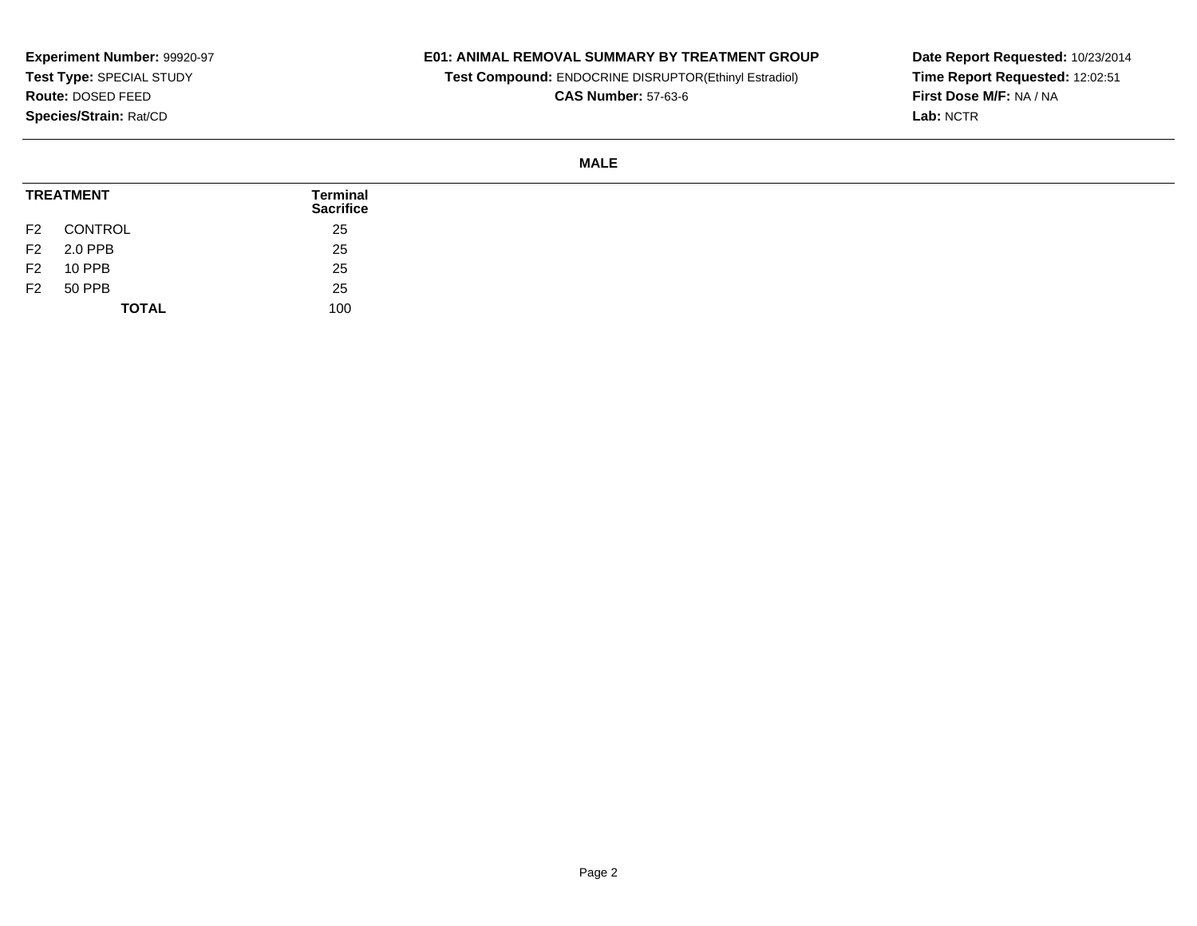**Experiment Number:** 99920-97
**Test Type:** SPECIAL STUDY
**Route:** DOSED FEED
**Species/Strain:** Rat/CD

**E01: ANIMAL REMOVAL SUMMARY BY TREATMENT GROUP**
**Test Compound:** ENDOCRINE DISRUPTOR(Ethinyl Estradiol)
**CAS Number:** 57-63-6

**Date Report Requested:** 10/23/2014
**Time Report Requested:** 12:02:51
**First Dose M/F:** NA / NA
**Lab:** NCTR

**MALE**

| TREATMENT | | Terminal Sacrifice |
|---|---|---|
| F2 | CONTROL | 25 |
| F2 | 2.0 PPB | 25 |
| F2 | 10 PPB | 25 |
| F2 | 50 PPB | 25 |
| | **TOTAL** | 100 |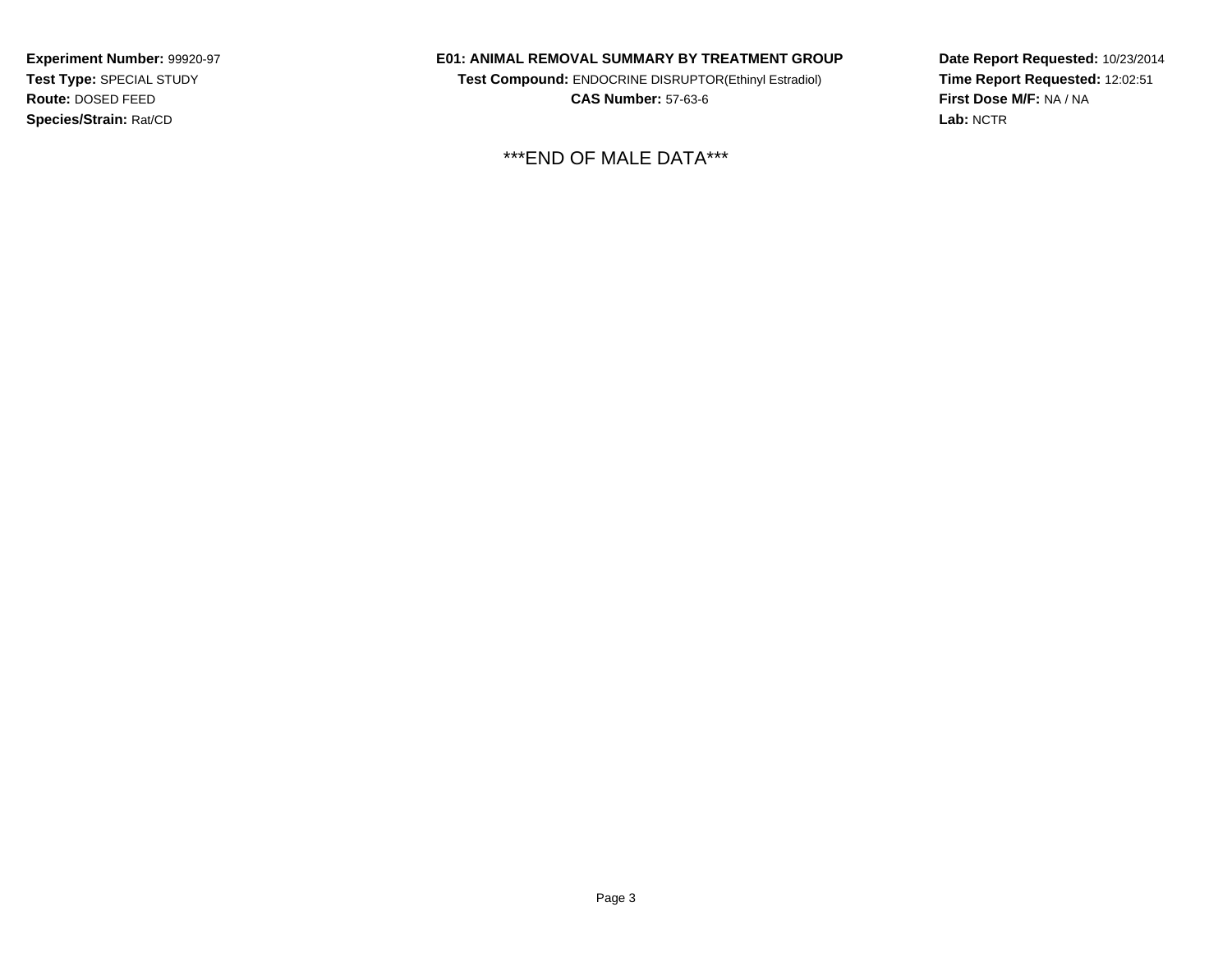**Experiment Number:** 99920-97
**Test Type:** SPECIAL STUDY
**Route:** DOSED FEED
**Species/Strain:** Rat/CD

**E01: ANIMAL REMOVAL SUMMARY BY TREATMENT GROUP**
**Test Compound:** ENDOCRINE DISRUPTOR(Ethinyl Estradiol)
**CAS Number:** 57-63-6

**Date Report Requested:** 10/23/2014
**Time Report Requested:** 12:02:51
**First Dose M/F:** NA / NA
**Lab:** NCTR

***END OF MALE DATA***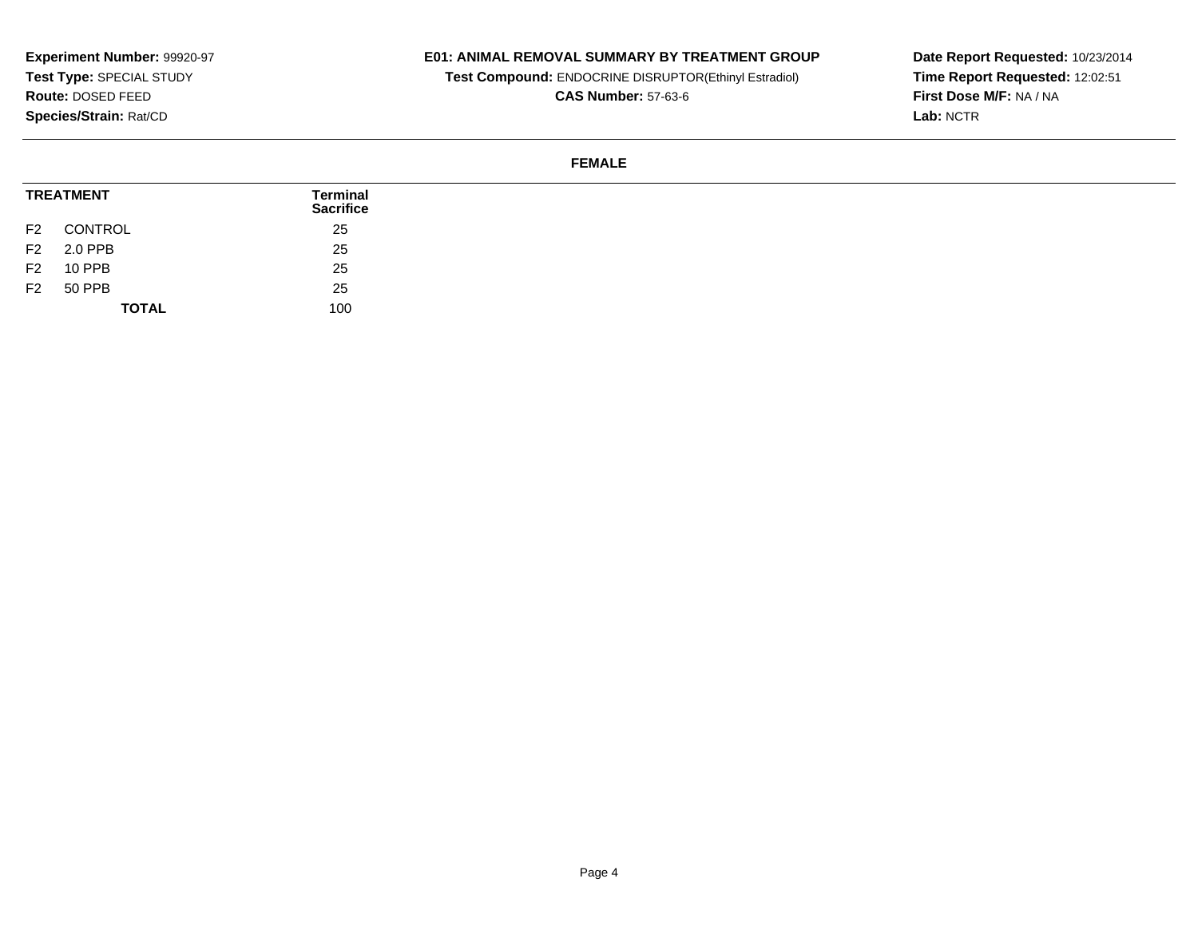**Experiment Number:** 99920-97
**Test Type:** SPECIAL STUDY
**Route:** DOSED FEED
**Species/Strain:** Rat/CD

**E01: ANIMAL REMOVAL SUMMARY BY TREATMENT GROUP**
**Test Compound:** ENDOCRINE DISRUPTOR(Ethinyl Estradiol)
**CAS Number:** 57-63-6

**Date Report Requested:** 10/23/2014
**Time Report Requested:** 12:02:51
**First Dose M/F:** NA / NA
**Lab:** NCTR

**FEMALE**

| TREATMENT | | Terminal Sacrifice |
|---|---|---|
| F2 | CONTROL | 25 |
| F2 | 2.0 PPB | 25 |
| F2 | 10 PPB | 25 |
| F2 | 50 PPB | 25 |
| | **TOTAL** | 100 |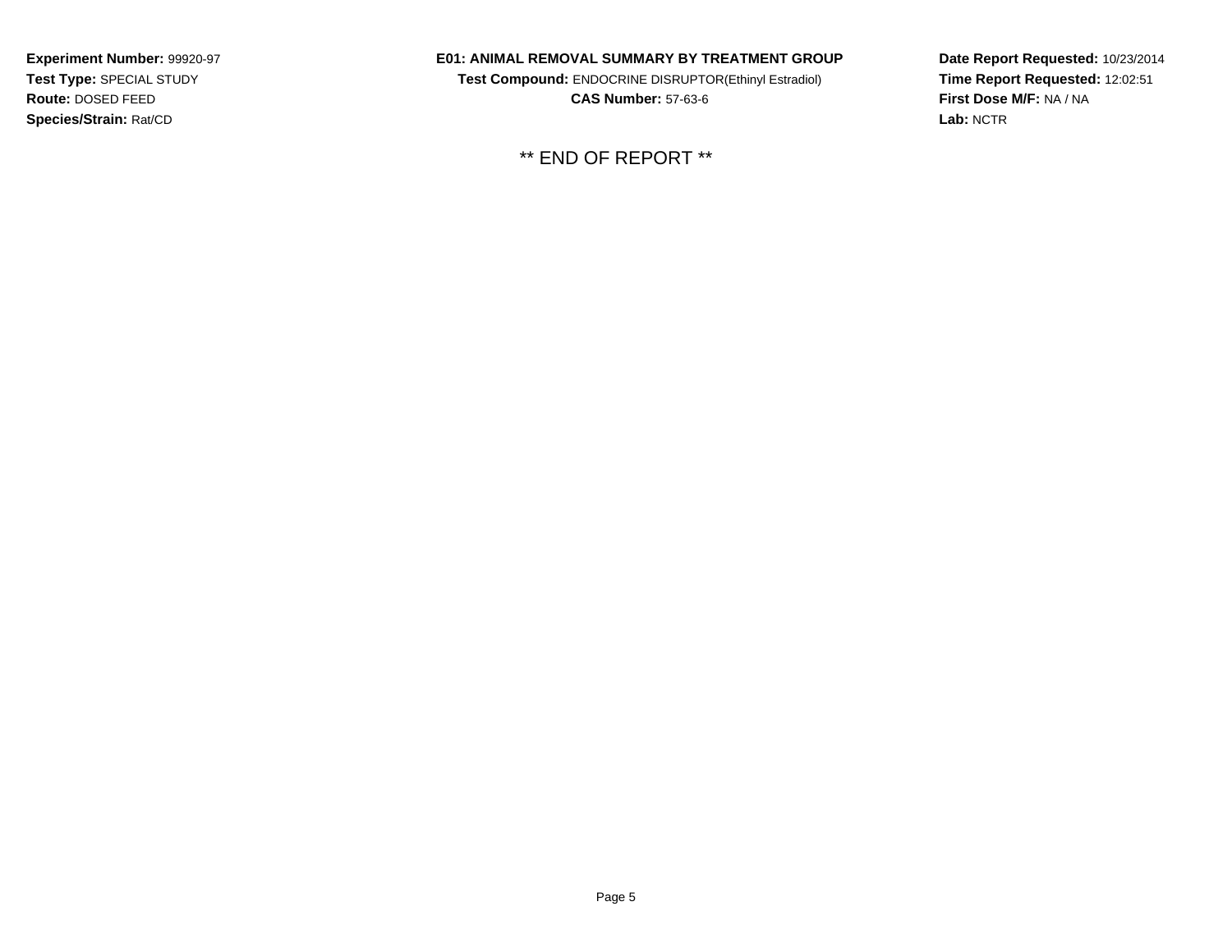**Experiment Number:** 99920-97
**Test Type:** SPECIAL STUDY
**Route:** DOSED FEED
**Species/Strain:** Rat/CD

**E01: ANIMAL REMOVAL SUMMARY BY TREATMENT GROUP**
**Test Compound:** ENDOCRINE DISRUPTOR(Ethinyl Estradiol)
**CAS Number:** 57-63-6

**Date Report Requested:** 10/23/2014
**Time Report Requested:** 12:02:51
**First Dose M/F:** NA / NA
**Lab:** NCTR

** END OF REPORT **